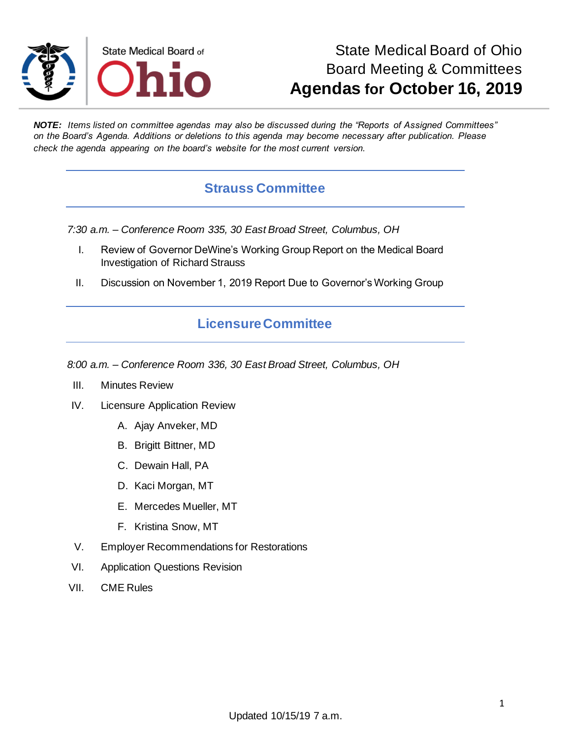State Medical Board of Ohio

# State Medical Board of Ohio
## Board Meeting & Committees
# Agendas for October 16, 2019

***NOTE:*** *Items listed on committee agendas may also be discussed during the "Reports of Assigned Committees" on the Board's Agenda. Additions or deletions to this agenda may become necessary after publication. Please check the agenda appearing on the board's website for the most current version.*

## Strauss Committee

*7:30 a.m. – Conference Room 335, 30 East Broad Street, Columbus, OH*

I. Review of Governor DeWine's Working Group Report on the Medical Board Investigation of Richard Strauss

II. Discussion on November 1, 2019 Report Due to Governor's Working Group

## Licensure Committee

*8:00 a.m. – Conference Room 336, 30 East Broad Street, Columbus, OH*

III. Minutes Review

IV. Licensure Application Review

   A. Ajay Anveker, MD

   B. Brigitt Bittner, MD

   C. Dewain Hall, PA

   D. Kaci Morgan, MT

   E. Mercedes Mueller, MT

   F. Kristina Snow, MT

V. Employer Recommendations for Restorations

VI. Application Questions Revision

VII. CME Rules

Updated 10/15/19 7 a.m.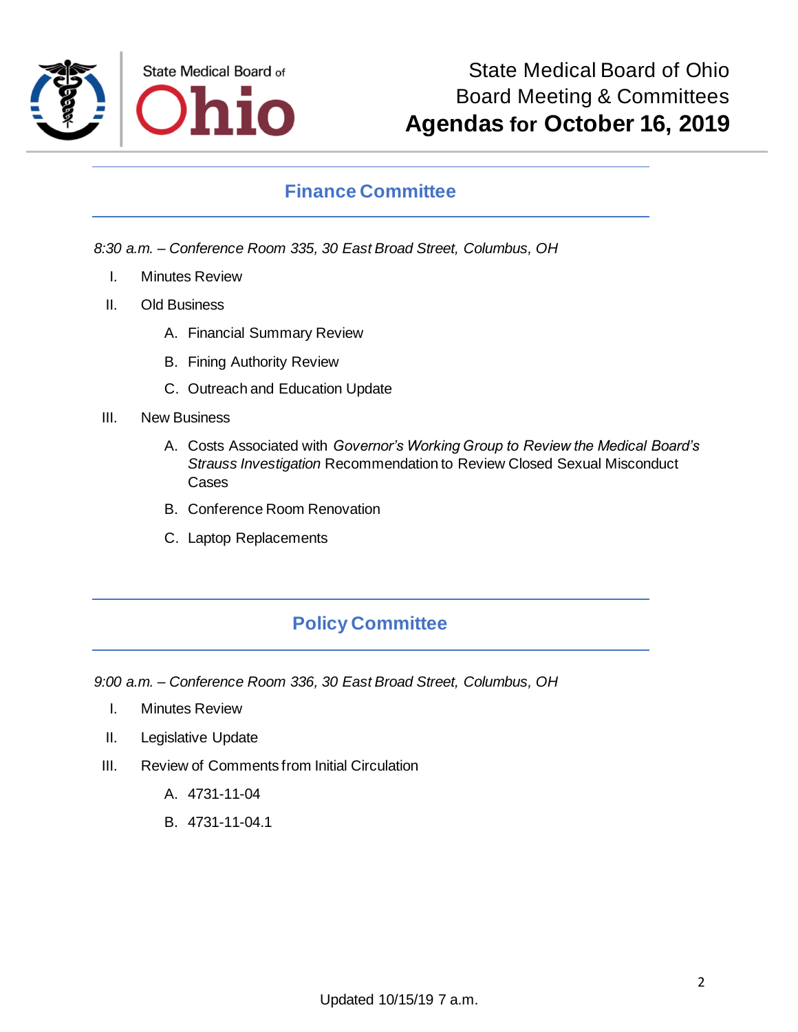# State Medical Board of Ohio Board Meeting & Committees **Agendas for October 16, 2019**

## Finance Committee

*8:30 a.m. – Conference Room 335, 30 East Broad Street, Columbus, OH*

I. Minutes Review

II. Old Business

   A. Financial Summary Review

   B. Fining Authority Review

   C. Outreach and Education Update

III. New Business

   A. Costs Associated with *Governor's Working Group to Review the Medical Board's Strauss Investigation* Recommendation to Review Closed Sexual Misconduct Cases

   B. Conference Room Renovation

   C. Laptop Replacements

## Policy Committee

*9:00 a.m. – Conference Room 336, 30 East Broad Street, Columbus, OH*

I. Minutes Review

II. Legislative Update

III. Review of Comments from Initial Circulation

   A. 4731-11-04

   B. 4731-11-04.1

Updated 10/15/19 7 a.m.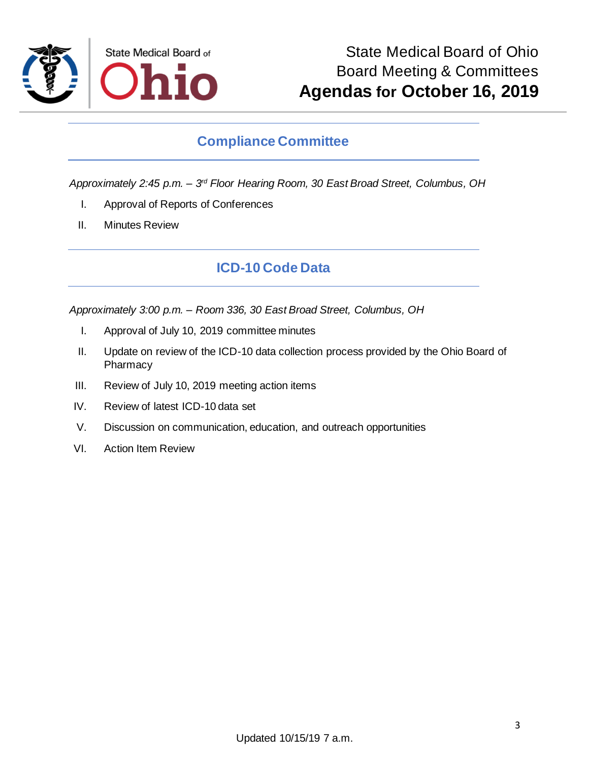State Medical Board of Ohio
Board Meeting & Committees
**Agendas for October 16, 2019**

## Compliance Committee

*Approximately 2:45 p.m. – 3rd Floor Hearing Room, 30 East Broad Street, Columbus, OH*

I. Approval of Reports of Conferences

II. Minutes Review

## ICD-10 Code Data

*Approximately 3:00 p.m. – Room 336, 30 East Broad Street, Columbus, OH*

I. Approval of July 10, 2019 committee minutes

II. Update on review of the ICD-10 data collection process provided by the Ohio Board of Pharmacy

III. Review of July 10, 2019 meeting action items

IV. Review of latest ICD-10 data set

V. Discussion on communication, education, and outreach opportunities

VI. Action Item Review

Updated 10/15/19 7 a.m.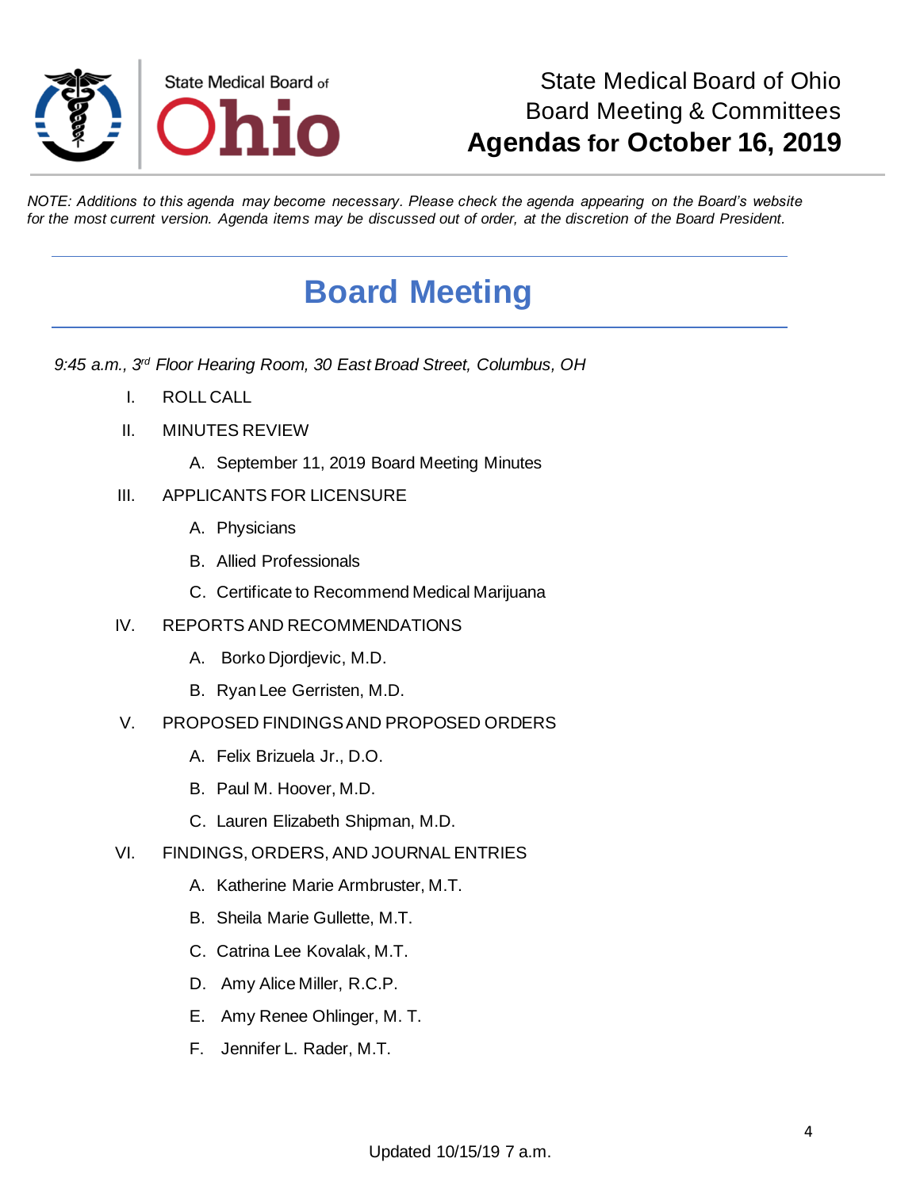State Medical Board of Ohio
Board Meeting & Committees
**Agendas for October 16, 2019**

*NOTE: Additions to this agenda may become necessary. Please check the agenda appearing on the Board's website for the most current version. Agenda items may be discussed out of order, at the discretion of the Board President.*

# Board Meeting

*9:45 a.m., 3rd Floor Hearing Room, 30 East Broad Street, Columbus, OH*

I. ROLL CALL

II. MINUTES REVIEW
   - A. September 11, 2019 Board Meeting Minutes

III. APPLICANTS FOR LICENSURE
   - A. Physicians
   - B. Allied Professionals
   - C. Certificate to Recommend Medical Marijuana

IV. REPORTS AND RECOMMENDATIONS
   - A. Borko Djordjevic, M.D.
   - B. Ryan Lee Gerristen, M.D.

V. PROPOSED FINDINGS AND PROPOSED ORDERS
   - A. Felix Brizuela Jr., D.O.
   - B. Paul M. Hoover, M.D.
   - C. Lauren Elizabeth Shipman, M.D.

VI. FINDINGS, ORDERS, AND JOURNAL ENTRIES
   - A. Katherine Marie Armbruster, M.T.
   - B. Sheila Marie Gullette, M.T.
   - C. Catrina Lee Kovalak, M.T.
   - D. Amy Alice Miller, R.C.P.
   - E. Amy Renee Ohlinger, M. T.
   - F. Jennifer L. Rader, M.T.

Updated 10/15/19 7 a.m.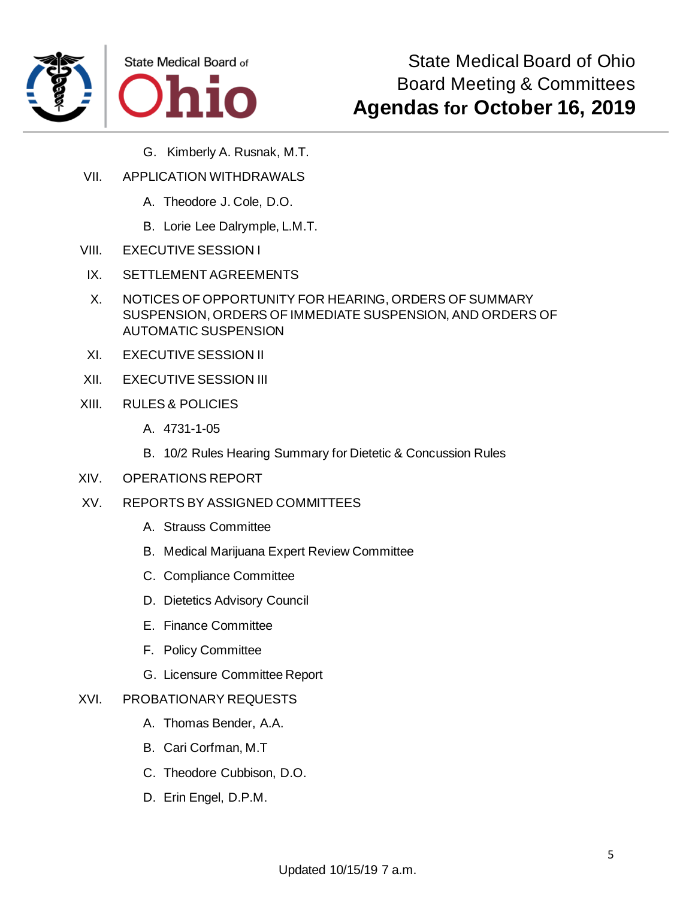G. Kimberly A. Rusnak, M.T.

VII. APPLICATION WITHDRAWALS

A. Theodore J. Cole, D.O.

B. Lorie Lee Dalrymple, L.M.T.

VIII. EXECUTIVE SESSION I

IX. SETTLEMENT AGREEMENTS

X. NOTICES OF OPPORTUNITY FOR HEARING, ORDERS OF SUMMARY SUSPENSION, ORDERS OF IMMEDIATE SUSPENSION, AND ORDERS OF AUTOMATIC SUSPENSION

XI. EXECUTIVE SESSION II

XII. EXECUTIVE SESSION III

XIII. RULES & POLICIES

A. 4731-1-05

B. 10/2 Rules Hearing Summary for Dietetic & Concussion Rules

XIV. OPERATIONS REPORT

XV. REPORTS BY ASSIGNED COMMITTEES

A. Strauss Committee

B. Medical Marijuana Expert Review Committee

C. Compliance Committee

D. Dietetics Advisory Council

E. Finance Committee

F. Policy Committee

G. Licensure Committee Report

XVI. PROBATIONARY REQUESTS

A. Thomas Bender, A.A.

B. Cari Corfman, M.T

C. Theodore Cubbison, D.O.

D. Erin Engel, D.P.M.

Updated 10/15/19 7 a.m.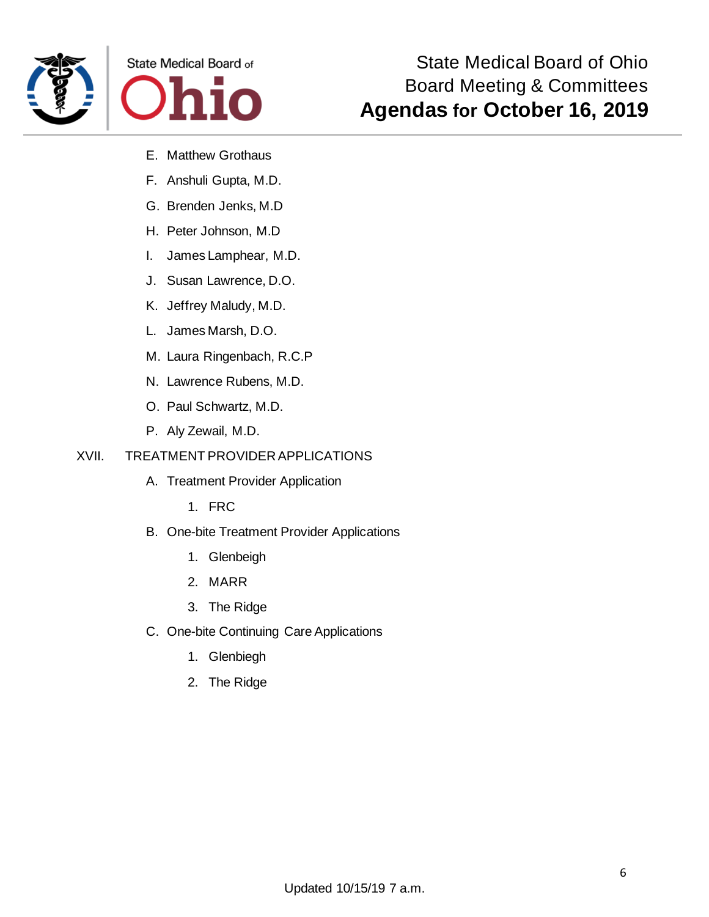E. Matthew Grothaus

F. Anshuli Gupta, M.D.

G. Brenden Jenks, M.D

H. Peter Johnson, M.D

I. James Lamphear, M.D.

J. Susan Lawrence, D.O.

K. Jeffrey Maludy, M.D.

L. James Marsh, D.O.

M. Laura Ringenbach, R.C.P

N. Lawrence Rubens, M.D.

O. Paul Schwartz, M.D.

P. Aly Zewail, M.D.

XVII. TREATMENT PROVIDER APPLICATIONS

A. Treatment Provider Application

1. FRC

B. One-bite Treatment Provider Applications

1. Glenbeigh
2. MARR
3. The Ridge

C. One-bite Continuing Care Applications

1. Glenbiegh
2. The Ridge

Updated 10/15/19 7 a.m.